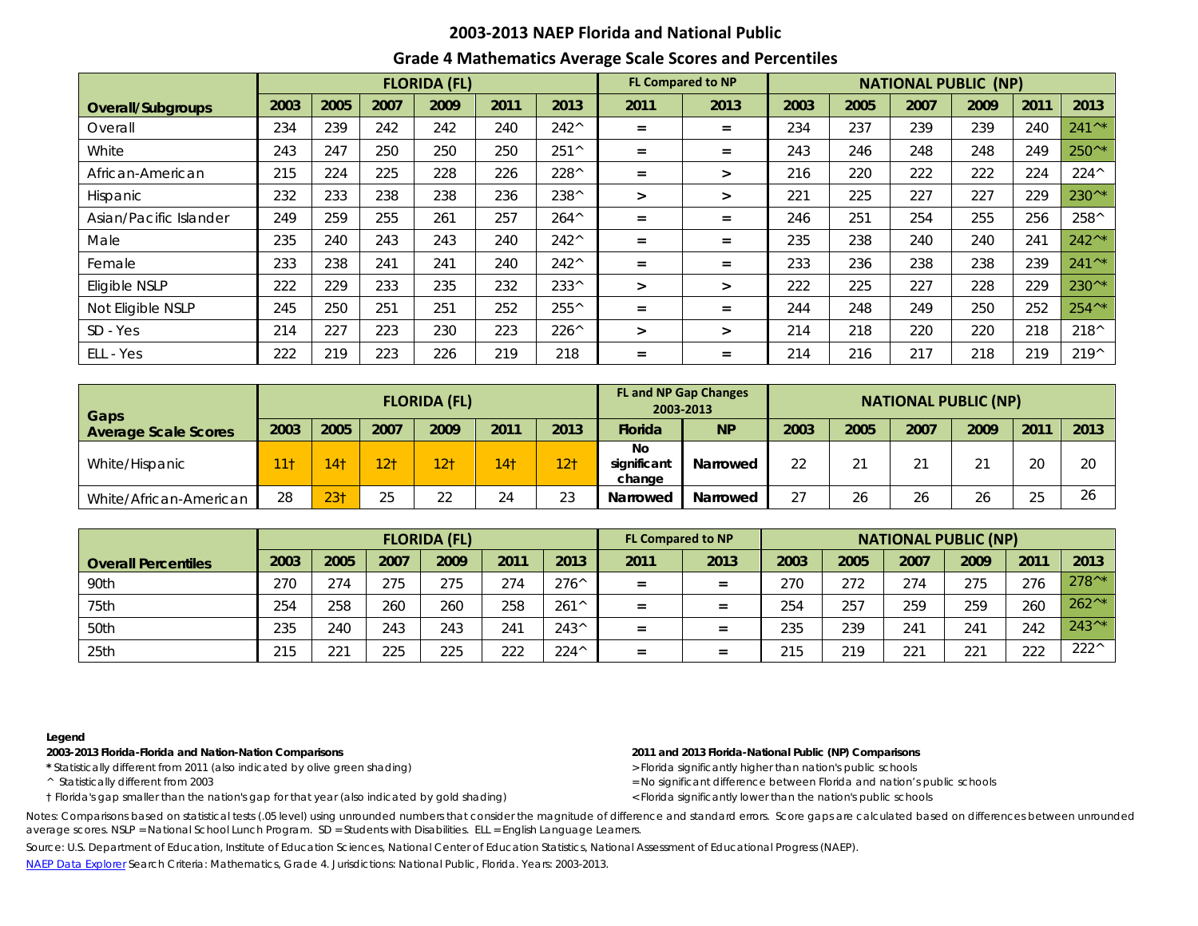# 2003-2013 NAEP Florida and National Public

## Grade 4 Mathematics Average Scale Scores and Percentiles

| | FLORIDA (FL) | | | | | | FL Compared to NP | | NATIONAL PUBLIC (NP) | | | | | |
|---|---|---|---|---|---|---|---|---|---|---|---|---|---|---|
| **Overall/Subgroups** | 2003 | 2005 | 2007 | 2009 | 2011 | 2013 | 2011 | 2013 | 2003 | 2005 | 2007 | 2009 | 2011 | 2013 |
| Overall | 234 | 239 | 242 | 242 | 240 | 242^ | = | = | 234 | 237 | 239 | 239 | 240 | 241^* |
| White | 243 | 247 | 250 | 250 | 250 | 251^ | = | = | 243 | 246 | 248 | 248 | 249 | 250^* |
| African-American | 215 | 224 | 225 | 228 | 226 | 228^ | = | > | 216 | 220 | 222 | 222 | 224 | 224^ |
| Hispanic | 232 | 233 | 238 | 238 | 236 | 238^ | > | > | 221 | 225 | 227 | 227 | 229 | 230^* |
| Asian/Pacific Islander | 249 | 259 | 255 | 261 | 257 | 264^ | = | = | 246 | 251 | 254 | 255 | 256 | 258^ |
| Male | 235 | 240 | 243 | 243 | 240 | 242^ | = | = | 235 | 238 | 240 | 240 | 241 | 242^* |
| Female | 233 | 238 | 241 | 241 | 240 | 242^ | = | = | 233 | 236 | 238 | 238 | 239 | 241^* |
| Eligible NSLP | 222 | 229 | 233 | 235 | 232 | 233^ | > | > | 222 | 225 | 227 | 228 | 229 | 230^* |
| Not Eligible NSLP | 245 | 250 | 251 | 251 | 252 | 255^ | = | = | 244 | 248 | 249 | 250 | 252 | 254^* |
| SD - Yes | 214 | 227 | 223 | 230 | 223 | 226^ | > | > | 214 | 218 | 220 | 220 | 218 | 218^ |
| ELL - Yes | 222 | 219 | 223 | 226 | 219 | 218 | = | = | 214 | 216 | 217 | 218 | 219 | 219^ |

| Gaps | FLORIDA (FL) | | | | | | FL and NP Gap Changes 2003-2013 | | NATIONAL PUBLIC (NP) | | | | | |
|---|---|---|---|---|---|---|---|---|---|---|---|---|---|---|
| **Average Scale Scores** | 2003 | 2005 | 2007 | 2009 | 2011 | 2013 | Florida | NP | 2003 | 2005 | 2007 | 2009 | 2011 | 2013 |
| White/Hispanic | 11† | 14† | 12† | 12† | 14† | 12† | No significant change | Narrowed | 22 | 21 | 21 | 21 | 20 | 20 |
| White/African-American | 28 | 23† | 25 | 22 | 24 | 23 | Narrowed | Narrowed | 27 | 26 | 26 | 26 | 25 | 26 |

| | FLORIDA (FL) | | | | | | FL Compared to NP | | NATIONAL PUBLIC (NP) | | | | | |
|---|---|---|---|---|---|---|---|---|---|---|---|---|---|---|
| **Overall Percentiles** | 2003 | 2005 | 2007 | 2009 | 2011 | 2013 | 2011 | 2013 | 2003 | 2005 | 2007 | 2009 | 2011 | 2013 |
| 90th | 270 | 274 | 275 | 275 | 274 | 276^ | = | = | 270 | 272 | 274 | 275 | 276 | 278^* |
| 75th | 254 | 258 | 260 | 260 | 258 | 261^ | = | = | 254 | 257 | 259 | 259 | 260 | 262^* |
| 50th | 235 | 240 | 243 | 243 | 241 | 243^ | = | = | 235 | 239 | 241 | 241 | 242 | 243^* |
| 25th | 215 | 221 | 225 | 225 | 222 | 224^ | = | = | 215 | 219 | 221 | 221 | 222 | 222^ |

**Legend**

**2003-2013 Florida-Florida and Nation-Nation Comparisons**

**\*** Statistically different from 2011 (also indicated by olive green shading)

^ Statistically different from 2003

† Florida's gap smaller than the nation's gap for that year (also indicated by gold shading)

**2011 and 2013 Florida-National Public (NP) Comparisons**

> Florida significantly higher than nation's public schools

= No significant difference between Florida and nation's public schools

< Florida significantly lower than the nation's public schools

Notes: Comparisons based on statistical tests (.05 level) using unrounded numbers that consider the magnitude of difference and standard errors. Score gaps are calculated based on differences between unrounded average scores. NSLP = National School Lunch Program. SD = Students with Disabilities. ELL = English Language Learners.

Source: U.S. Department of Education, Institute of Education Sciences, National Center of Education Statistics, National Assessment of Educational Progress (NAEP).

NAEP Data Explorer Search Criteria: Mathematics, Grade 4. Jurisdictions: National Public, Florida. Years: 2003-2013.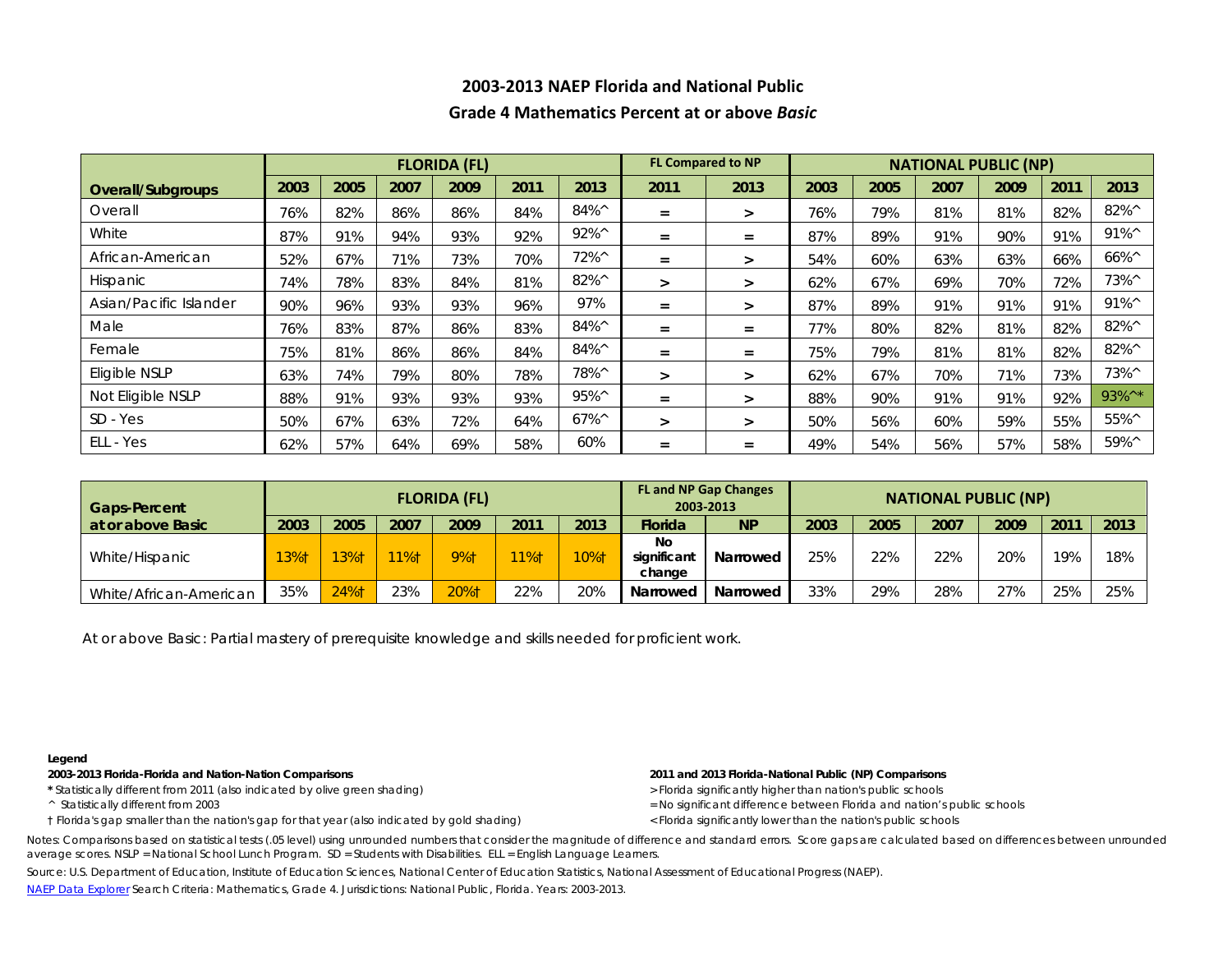## 2003-2013 NAEP Florida and National Public

## Grade 4 Mathematics Percent at or above *Basic*

| Overall/Subgroups | FLORIDA (FL) | | | | | | FL Compared to NP | | NATIONAL PUBLIC (NP) | | | | | |
|---|---|---|---|---|---|---|---|---|---|---|---|---|---|---|
| | 2003 | 2005 | 2007 | 2009 | 2011 | 2013 | 2011 | 2013 | 2003 | 2005 | 2007 | 2009 | 2011 | 2013 |
| Overall | 76% | 82% | 86% | 86% | 84% | 84%^ | = | > | 76% | 79% | 81% | 81% | 82% | 82%^ |
| White | 87% | 91% | 94% | 93% | 92% | 92%^ | = | = | 87% | 89% | 91% | 90% | 91% | 91%^ |
| African-American | 52% | 67% | 71% | 73% | 70% | 72%^ | = | > | 54% | 60% | 63% | 63% | 66% | 66%^ |
| Hispanic | 74% | 78% | 83% | 84% | 81% | 82%^ | > | > | 62% | 67% | 69% | 70% | 72% | 73%^ |
| Asian/Pacific Islander | 90% | 96% | 93% | 93% | 96% | 97% | = | > | 87% | 89% | 91% | 91% | 91% | 91%^ |
| Male | 76% | 83% | 87% | 86% | 83% | 84%^ | = | = | 77% | 80% | 82% | 81% | 82% | 82%^ |
| Female | 75% | 81% | 86% | 86% | 84% | 84%^ | = | = | 75% | 79% | 81% | 81% | 82% | 82%^ |
| Eligible NSLP | 63% | 74% | 79% | 80% | 78% | 78%^ | > | > | 62% | 67% | 70% | 71% | 73% | 73%^ |
| Not Eligible NSLP | 88% | 91% | 93% | 93% | 93% | 95%^ | = | > | 88% | 90% | 91% | 91% | 92% | 93%^* |
| SD - Yes | 50% | 67% | 63% | 72% | 64% | 67%^ | > | > | 50% | 56% | 60% | 59% | 55% | 55%^ |
| ELL - Yes | 62% | 57% | 64% | 69% | 58% | 60% | = | = | 49% | 54% | 56% | 57% | 58% | 59%^ |

| Gaps-Percent at or above Basic | FLORIDA (FL) | | | | | | FL and NP Gap Changes 2003-2013 | | NATIONAL PUBLIC (NP) | | | | | |
|---|---|---|---|---|---|---|---|---|---|---|---|---|---|---|
| | 2003 | 2005 | 2007 | 2009 | 2011 | 2013 | Florida | NP | 2003 | 2005 | 2007 | 2009 | 2011 | 2013 |
| White/Hispanic | 13%† | 13%† | 11%† | 9%† | 11%† | 10%† | No significant change | Narrowed | 25% | 22% | 22% | 20% | 19% | 18% |
| White/African-American | 35% | 24%† | 23% | 20%† | 22% | 20% | Narrowed | Narrowed | 33% | 29% | 28% | 27% | 25% | 25% |

At or above Basic: Partial mastery of prerequisite knowledge and skills needed for proficient work.

**Legend**

**2003-2013 Florida-Florida and Nation-Nation Comparisons**

**\*** Statistically different from 2011 (also indicated by olive green shading)

^ Statistically different from 2003

† Florida's gap smaller than the nation's gap for that year (also indicated by gold shading)

**2011 and 2013 Florida-National Public (NP) Comparisons**

> Florida significantly higher than nation's public schools

= No significant difference between Florida and nation's public schools

< Florida significantly lower than the nation's public schools

Notes: Comparisons based on statistical tests (.05 level) using unrounded numbers that consider the magnitude of difference and standard errors. Score gaps are calculated based on differences between unrounded average scores. NSLP = National School Lunch Program. SD = Students with Disabilities. ELL = English Language Learners.

Source: U.S. Department of Education, Institute of Education Sciences, National Center of Education Statistics, National Assessment of Educational Progress (NAEP).

NAEP Data Explorer Search Criteria: Mathematics, Grade 4. Jurisdictions: National Public, Florida. Years: 2003-2013.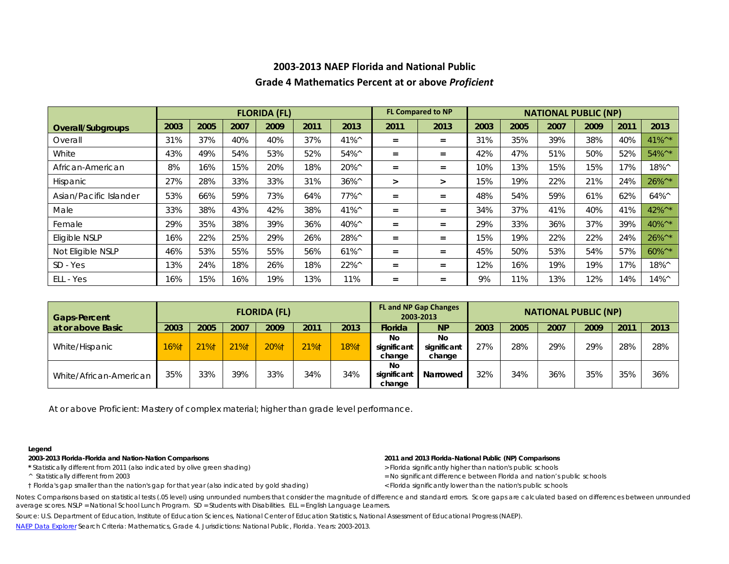## 2003-2013 NAEP Florida and National Public

## Grade 4 Mathematics Percent at or above *Proficient*

| | FLORIDA (FL) | | | | | | FL Compared to NP | | NATIONAL PUBLIC (NP) | | | | | |
|---|---|---|---|---|---|---|---|---|---|---|---|---|---|---|
| **Overall/Subgroups** | 2003 | 2005 | 2007 | 2009 | 2011 | 2013 | 2011 | 2013 | 2003 | 2005 | 2007 | 2009 | 2011 | 2013 |
| Overall | 31% | 37% | 40% | 40% | 37% | 41%^ | = | = | 31% | 35% | 39% | 38% | 40% | 41%^* |
| White | 43% | 49% | 54% | 53% | 52% | 54%^ | = | = | 42% | 47% | 51% | 50% | 52% | 54%^* |
| African-American | 8% | 16% | 15% | 20% | 18% | 20%^ | = | = | 10% | 13% | 15% | 15% | 17% | 18%^ |
| Hispanic | 27% | 28% | 33% | 33% | 31% | 36%^ | > | > | 15% | 19% | 22% | 21% | 24% | 26%^* |
| Asian/Pacific Islander | 53% | 66% | 59% | 73% | 64% | 77%^ | = | = | 48% | 54% | 59% | 61% | 62% | 64%^ |
| Male | 33% | 38% | 43% | 42% | 38% | 41%^ | = | = | 34% | 37% | 41% | 40% | 41% | 42%^* |
| Female | 29% | 35% | 38% | 39% | 36% | 40%^ | = | = | 29% | 33% | 36% | 37% | 39% | 40%^* |
| Eligible NSLP | 16% | 22% | 25% | 29% | 26% | 28%^ | = | = | 15% | 19% | 22% | 22% | 24% | 26%^* |
| Not Eligible NSLP | 46% | 53% | 55% | 55% | 56% | 61%^ | = | = | 45% | 50% | 53% | 54% | 57% | 60%^* |
| SD - Yes | 13% | 24% | 18% | 26% | 18% | 22%^ | = | = | 12% | 16% | 19% | 19% | 17% | 18%^ |
| ELL - Yes | 16% | 15% | 16% | 19% | 13% | 11% | = | = | 9% | 11% | 13% | 12% | 14% | 14%^ |

| Gaps-Percent | FLORIDA (FL) | | | | | | FL and NP Gap Changes 2003-2013 | | NATIONAL PUBLIC (NP) | | | | | |
|---|---|---|---|---|---|---|---|---|---|---|---|---|---|---|
| **at or above Basic** | 2003 | 2005 | 2007 | 2009 | 2011 | 2013 | Florida | NP | 2003 | 2005 | 2007 | 2009 | 2011 | 2013 |
| White/Hispanic | 16%† | 21%† | 21%† | 20%† | 21%† | 18%† | No significant change | No significant change | 27% | 28% | 29% | 29% | 28% | 28% |
| White/African-American | 35% | 33% | 39% | 33% | 34% | 34% | No significant change | Narrowed | 32% | 34% | 36% | 35% | 35% | 36% |

At or above Proficient: Mastery of complex material; higher than grade level performance.

**Legend**

**2003-2013 Florida-Florida and Nation-Nation Comparisons**

**\*** Statistically different from 2011 (also indicated by olive green shading)

^ Statistically different from 2003

† Florida's gap smaller than the nation's gap for that year (also indicated by gold shading)

**2011 and 2013 Florida-National Public (NP) Comparisons**

> Florida significantly higher than nation's public schools

= No significant difference between Florida and nation's public schools

< Florida significantly lower than the nation's public schools

Notes: Comparisons based on statistical tests (.05 level) using unrounded numbers that consider the magnitude of difference and standard errors. Score gaps are calculated based on differences between unrounded average scores. NSLP = National School Lunch Program. SD = Students with Disabilities. ELL = English Language Learners.

Source: U.S. Department of Education, Institute of Education Sciences, National Center of Education Statistics, National Assessment of Educational Progress (NAEP).

NAEP Data Explorer Search Criteria: Mathematics, Grade 4. Jurisdictions: National Public, Florida. Years: 2003-2013.